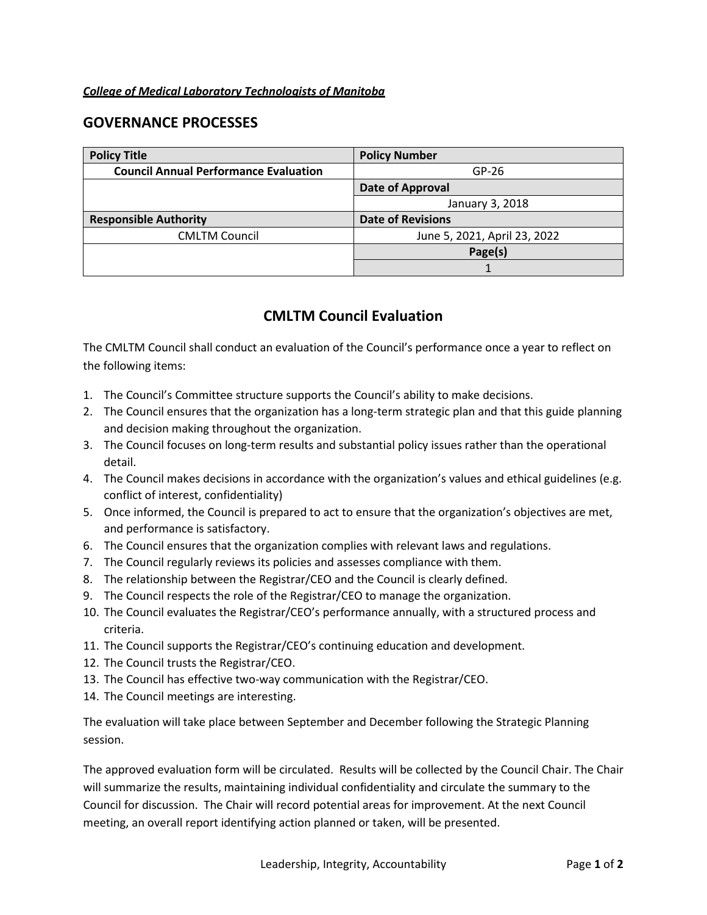***College of Medical Laboratory Technologists of Manitoba***

## GOVERNANCE PROCESSES

| Policy Title | Policy Number |
|---|---|
| **Council Annual Performance Evaluation** | GP-26 |
| | **Date of Approval** |
| | January 3, 2018 |
| **Responsible Authority** | **Date of Revisions** |
| CMLTM Council | June 5, 2021, April 23, 2022 |
| | **Page(s)** |
| | 1 |

# CMLTM Council Evaluation

The CMLTM Council shall conduct an evaluation of the Council's performance once a year to reflect on the following items:

1. The Council's Committee structure supports the Council's ability to make decisions.
2. The Council ensures that the organization has a long-term strategic plan and that this guide planning and decision making throughout the organization.
3. The Council focuses on long-term results and substantial policy issues rather than the operational detail.
4. The Council makes decisions in accordance with the organization's values and ethical guidelines (e.g. conflict of interest, confidentiality)
5. Once informed, the Council is prepared to act to ensure that the organization's objectives are met, and performance is satisfactory.
6. The Council ensures that the organization complies with relevant laws and regulations.
7. The Council regularly reviews its policies and assesses compliance with them.
8. The relationship between the Registrar/CEO and the Council is clearly defined.
9. The Council respects the role of the Registrar/CEO to manage the organization.
10. The Council evaluates the Registrar/CEO's performance annually, with a structured process and criteria.
11. The Council supports the Registrar/CEO's continuing education and development.
12. The Council trusts the Registrar/CEO.
13. The Council has effective two-way communication with the Registrar/CEO.
14. The Council meetings are interesting.

The evaluation will take place between September and December following the Strategic Planning session.

The approved evaluation form will be circulated. Results will be collected by the Council Chair. The Chair will summarize the results, maintaining individual confidentiality and circulate the summary to the Council for discussion. The Chair will record potential areas for improvement. At the next Council meeting, an overall report identifying action planned or taken, will be presented.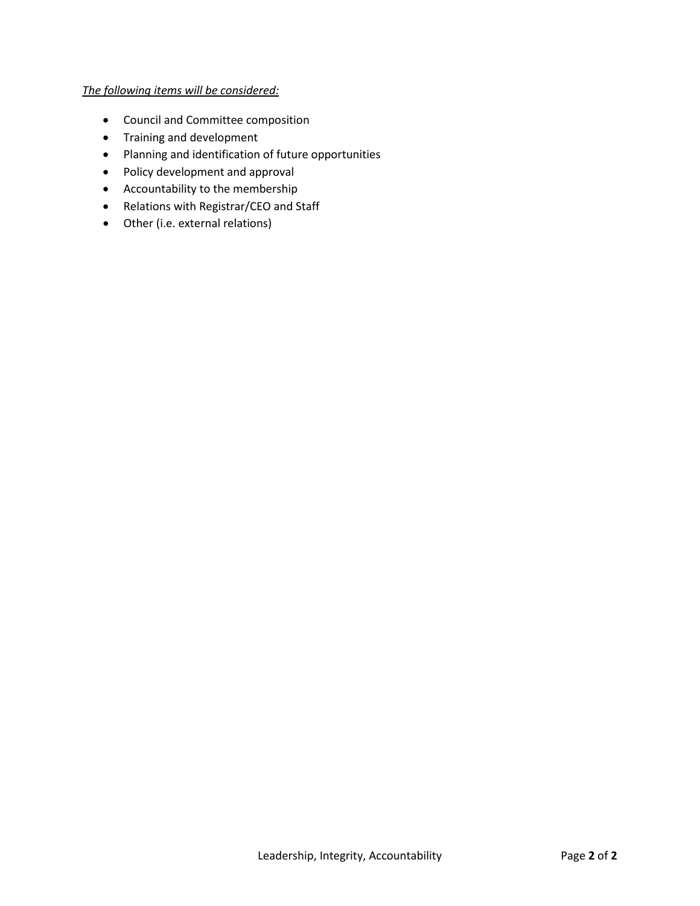*The following items will be considered:*

- Council and Committee composition
- Training and development
- Planning and identification of future opportunities
- Policy development and approval
- Accountability to the membership
- Relations with Registrar/CEO and Staff
- Other (i.e. external relations)